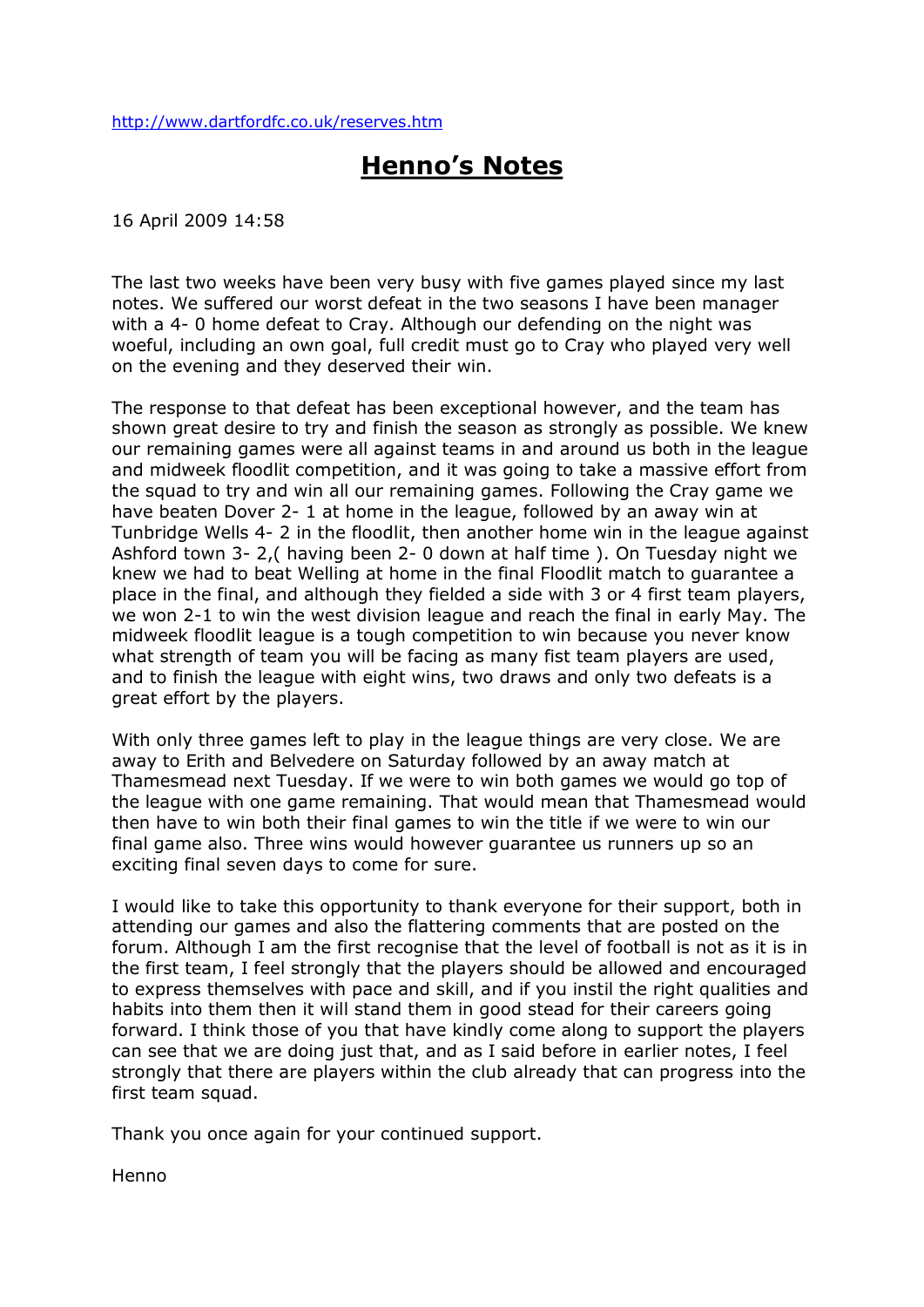http://www.dartfordfc.co.uk/reserves.htm

# Henno's Notes

16 April 2009 14:58

The last two weeks have been very busy with five games played since my last notes. We suffered our worst defeat in the two seasons I have been manager with a 4- 0 home defeat to Cray. Although our defending on the night was woeful, including an own goal, full credit must go to Cray who played very well on the evening and they deserved their win.

The response to that defeat has been exceptional however, and the team has shown great desire to try and finish the season as strongly as possible. We knew our remaining games were all against teams in and around us both in the league and midweek floodlit competition, and it was going to take a massive effort from the squad to try and win all our remaining games. Following the Cray game we have beaten Dover 2- 1 at home in the league, followed by an away win at Tunbridge Wells 4- 2 in the floodlit, then another home win in the league against Ashford town 3- 2,( having been 2- 0 down at half time ). On Tuesday night we knew we had to beat Welling at home in the final Floodlit match to guarantee a place in the final, and although they fielded a side with 3 or 4 first team players, we won 2-1 to win the west division league and reach the final in early May. The midweek floodlit league is a tough competition to win because you never know what strength of team you will be facing as many fist team players are used, and to finish the league with eight wins, two draws and only two defeats is a great effort by the players.

With only three games left to play in the league things are very close. We are away to Erith and Belvedere on Saturday followed by an away match at Thamesmead next Tuesday. If we were to win both games we would go top of the league with one game remaining. That would mean that Thamesmead would then have to win both their final games to win the title if we were to win our final game also. Three wins would however guarantee us runners up so an exciting final seven days to come for sure.

I would like to take this opportunity to thank everyone for their support, both in attending our games and also the flattering comments that are posted on the forum. Although I am the first recognise that the level of football is not as it is in the first team, I feel strongly that the players should be allowed and encouraged to express themselves with pace and skill, and if you instil the right qualities and habits into them then it will stand them in good stead for their careers going forward. I think those of you that have kindly come along to support the players can see that we are doing just that, and as I said before in earlier notes, I feel strongly that there are players within the club already that can progress into the first team squad.

Thank you once again for your continued support.

Henno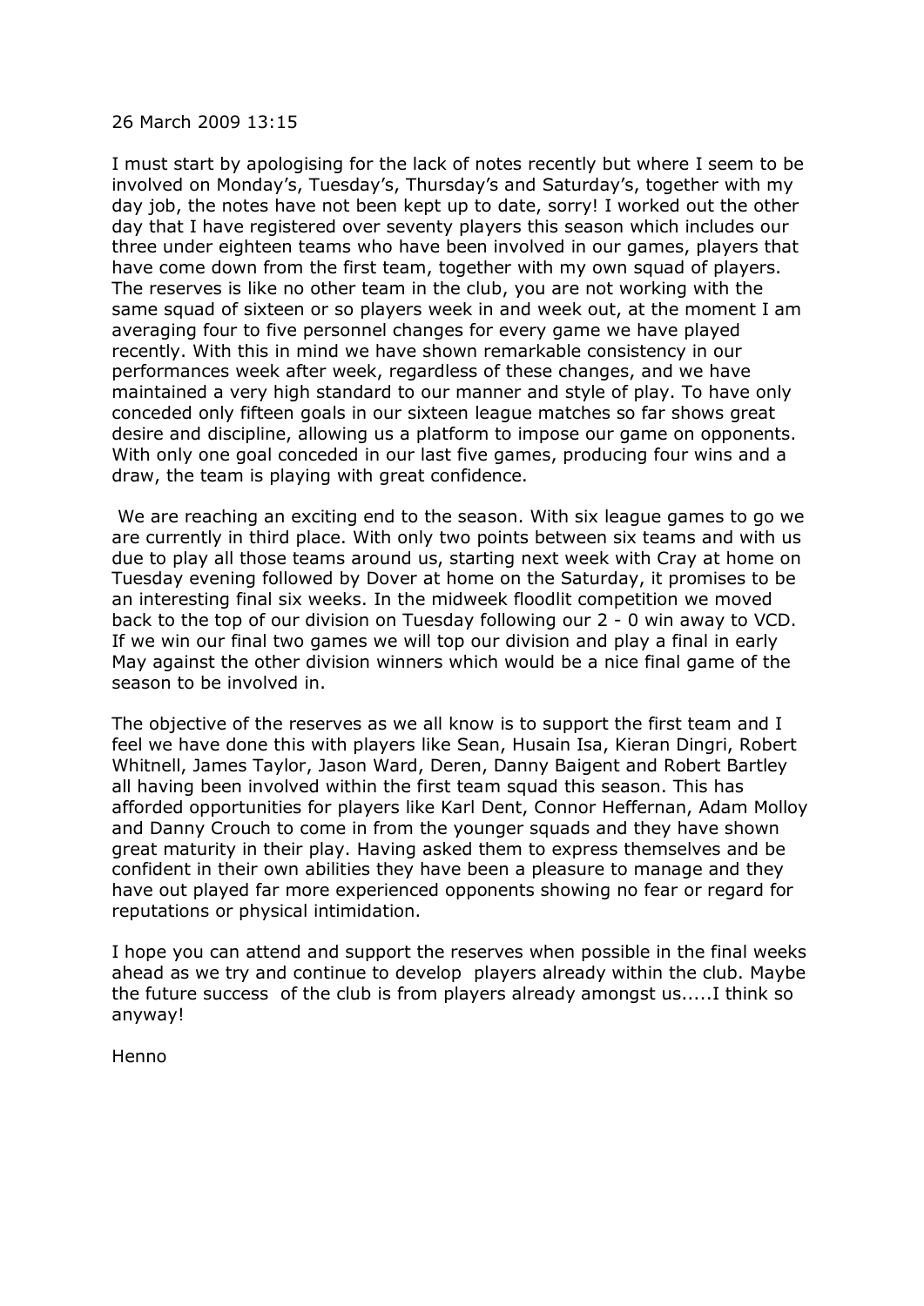26 March 2009 13:15

I must start by apologising for the lack of notes recently but where I seem to be involved on Monday's, Tuesday's, Thursday's and Saturday's, together with my day job, the notes have not been kept up to date, sorry! I worked out the other day that I have registered over seventy players this season which includes our three under eighteen teams who have been involved in our games, players that have come down from the first team, together with my own squad of players. The reserves is like no other team in the club, you are not working with the same squad of sixteen or so players week in and week out, at the moment I am averaging four to five personnel changes for every game we have played recently. With this in mind we have shown remarkable consistency in our performances week after week, regardless of these changes, and we have maintained a very high standard to our manner and style of play. To have only conceded only fifteen goals in our sixteen league matches so far shows great desire and discipline, allowing us a platform to impose our game on opponents. With only one goal conceded in our last five games, producing four wins and a draw, the team is playing with great confidence.

We are reaching an exciting end to the season. With six league games to go we are currently in third place. With only two points between six teams and with us due to play all those teams around us, starting next week with Cray at home on Tuesday evening followed by Dover at home on the Saturday, it promises to be an interesting final six weeks. In the midweek floodlit competition we moved back to the top of our division on Tuesday following our 2 - 0 win away to VCD. If we win our final two games we will top our division and play a final in early May against the other division winners which would be a nice final game of the season to be involved in.

The objective of the reserves as we all know is to support the first team and I feel we have done this with players like Sean, Husain Isa, Kieran Dingri, Robert Whitnell, James Taylor, Jason Ward, Deren, Danny Baigent and Robert Bartley all having been involved within the first team squad this season. This has afforded opportunities for players like Karl Dent, Connor Heffernan, Adam Molloy and Danny Crouch to come in from the younger squads and they have shown great maturity in their play. Having asked them to express themselves and be confident in their own abilities they have been a pleasure to manage and they have out played far more experienced opponents showing no fear or regard for reputations or physical intimidation.

I hope you can attend and support the reserves when possible in the final weeks ahead as we try and continue to develop players already within the club. Maybe the future success of the club is from players already amongst us.....I think so anyway!

Henno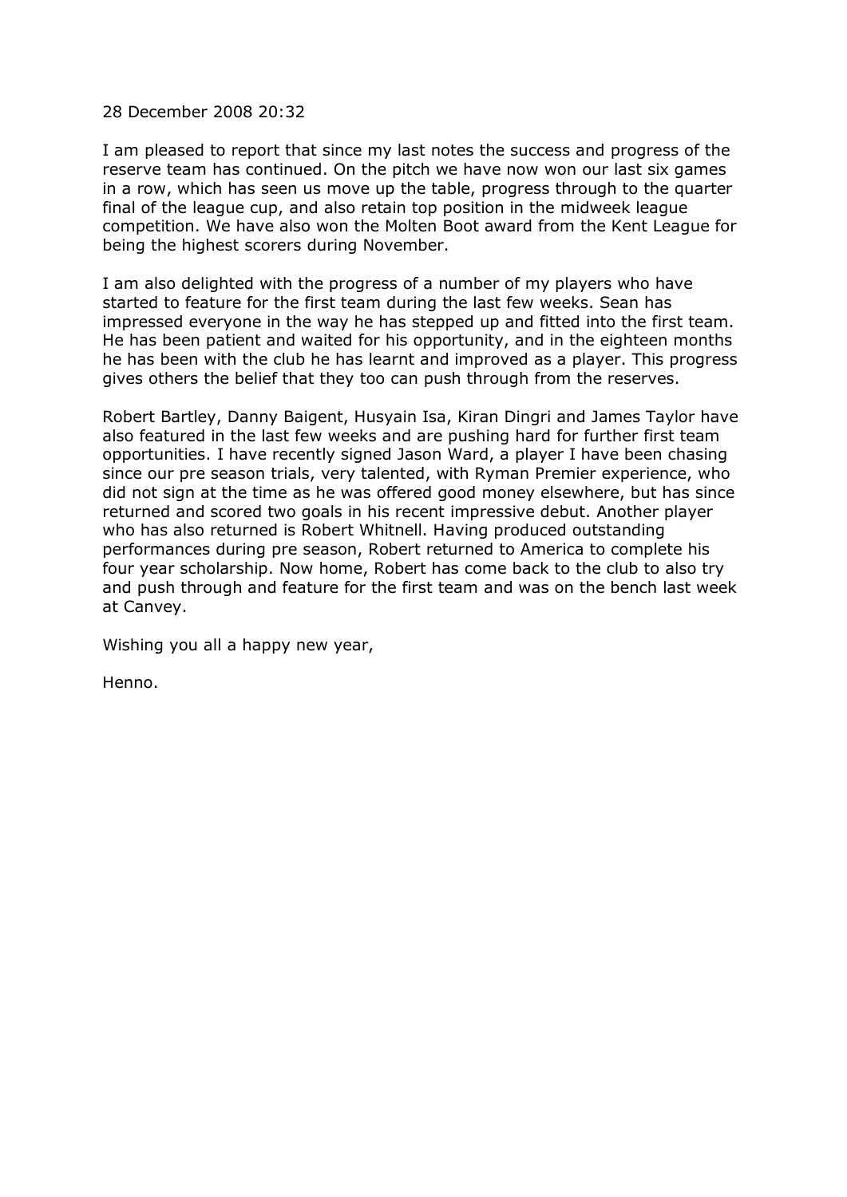28 December 2008 20:32

I am pleased to report that since my last notes the success and progress of the reserve team has continued. On the pitch we have now won our last six games in a row, which has seen us move up the table, progress through to the quarter final of the league cup, and also retain top position in the midweek league competition. We have also won the Molten Boot award from the Kent League for being the highest scorers during November.

I am also delighted with the progress of a number of my players who have started to feature for the first team during the last few weeks. Sean has impressed everyone in the way he has stepped up and fitted into the first team. He has been patient and waited for his opportunity, and in the eighteen months he has been with the club he has learnt and improved as a player. This progress gives others the belief that they too can push through from the reserves.

Robert Bartley, Danny Baigent, Husyain Isa, Kiran Dingri and James Taylor have also featured in the last few weeks and are pushing hard for further first team opportunities. I have recently signed Jason Ward, a player I have been chasing since our pre season trials, very talented, with Ryman Premier experience, who did not sign at the time as he was offered good money elsewhere, but has since returned and scored two goals in his recent impressive debut. Another player who has also returned is Robert Whitnell. Having produced outstanding performances during pre season, Robert returned to America to complete his four year scholarship. Now home, Robert has come back to the club to also try and push through and feature for the first team and was on the bench last week at Canvey.

Wishing you all a happy new year,

Henno.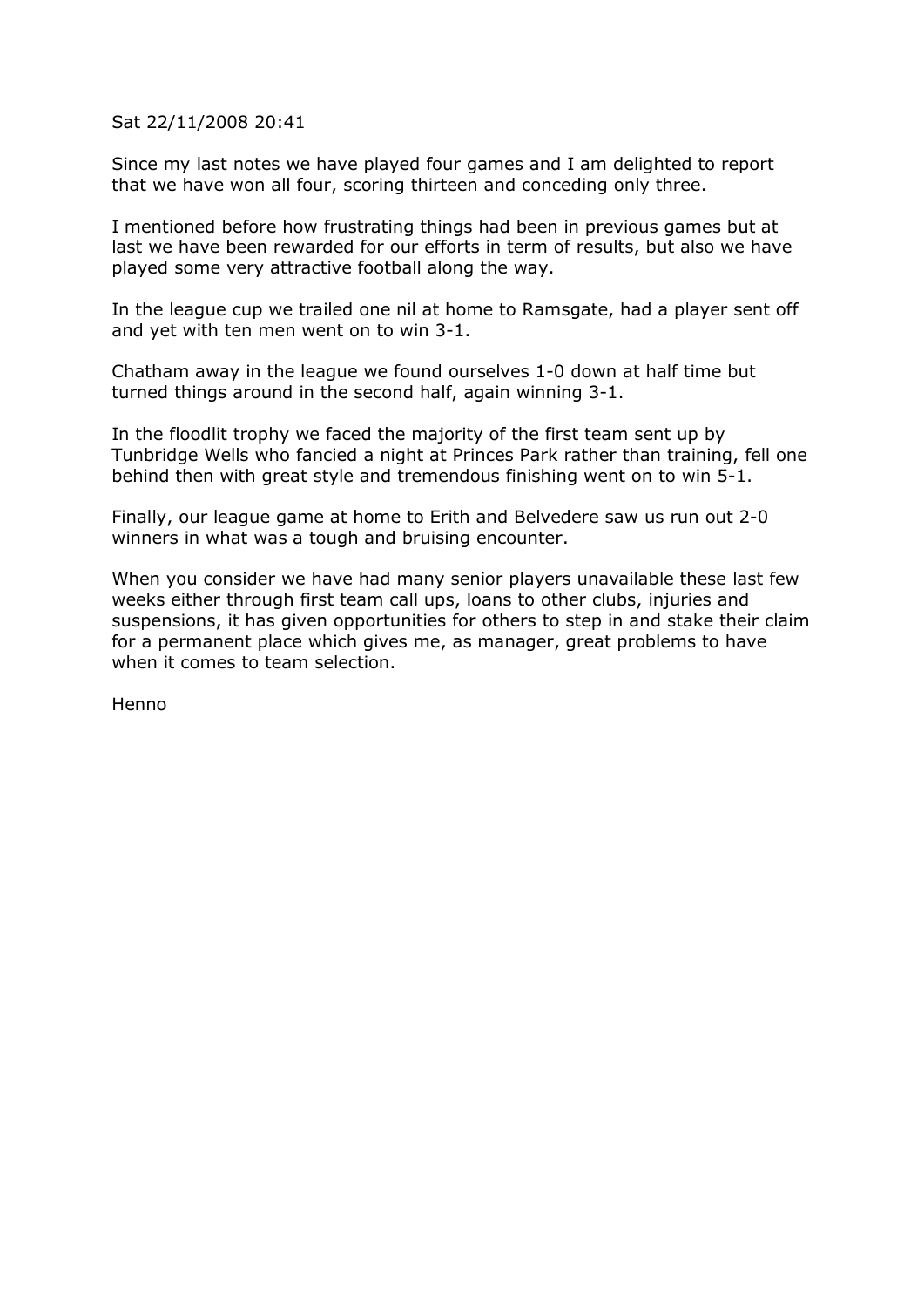Sat 22/11/2008 20:41

Since my last notes we have played four games and I am delighted to report that we have won all four, scoring thirteen and conceding only three.

I mentioned before how frustrating things had been in previous games but at last we have been rewarded for our efforts in term of results, but also we have played some very attractive football along the way.

In the league cup we trailed one nil at home to Ramsgate, had a player sent off and yet with ten men went on to win 3-1.

Chatham away in the league we found ourselves 1-0 down at half time but turned things around in the second half, again winning 3-1.

In the floodlit trophy we faced the majority of the first team sent up by Tunbridge Wells who fancied a night at Princes Park rather than training, fell one behind then with great style and tremendous finishing went on to win 5-1.

Finally, our league game at home to Erith and Belvedere saw us run out 2-0 winners in what was a tough and bruising encounter.

When you consider we have had many senior players unavailable these last few weeks either through first team call ups, loans to other clubs, injuries and suspensions, it has given opportunities for others to step in and stake their claim for a permanent place which gives me, as manager, great problems to have when it comes to team selection.

Henno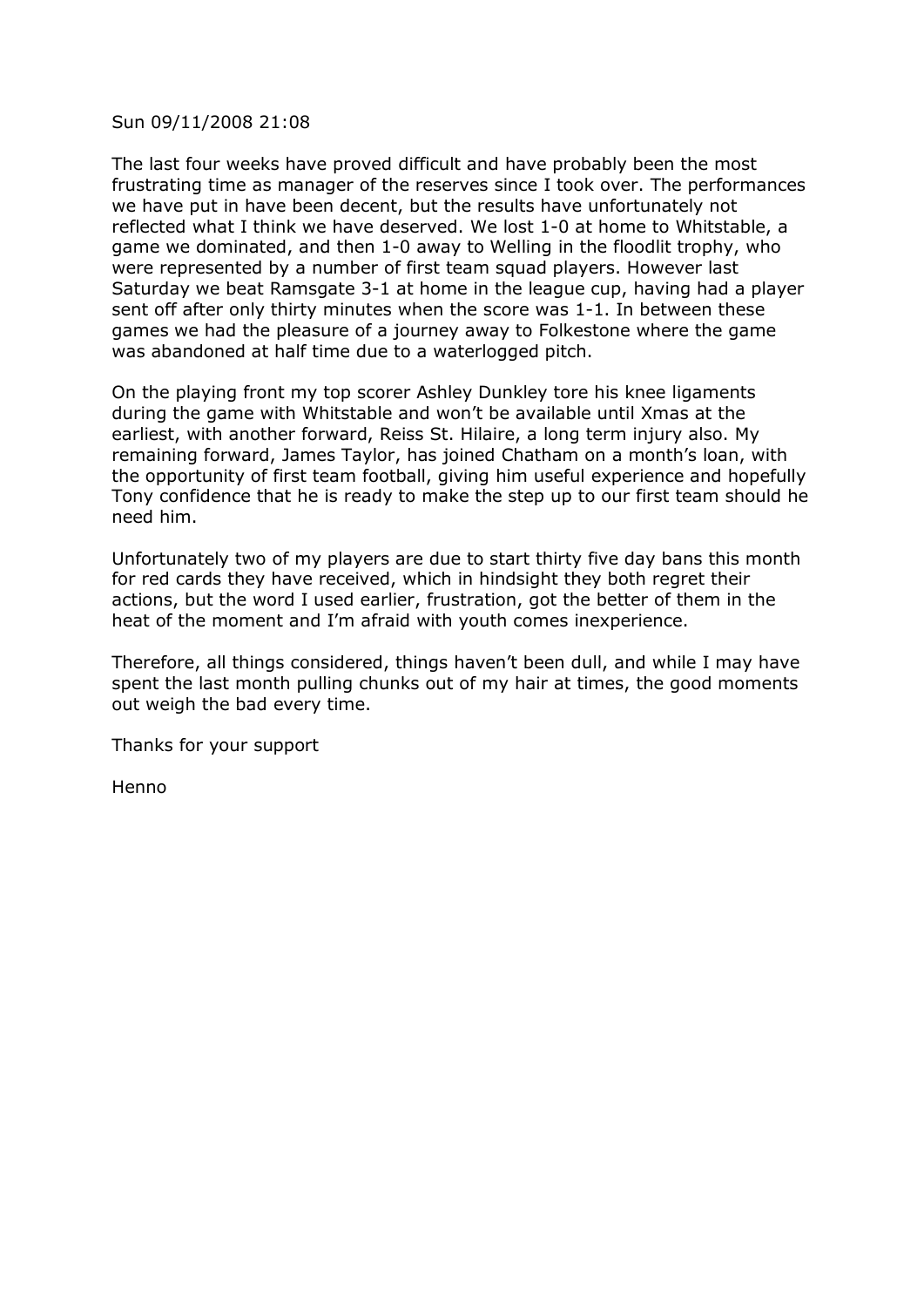Sun 09/11/2008 21:08

The last four weeks have proved difficult and have probably been the most frustrating time as manager of the reserves since I took over. The performances we have put in have been decent, but the results have unfortunately not reflected what I think we have deserved. We lost 1-0 at home to Whitstable, a game we dominated, and then 1-0 away to Welling in the floodlit trophy, who were represented by a number of first team squad players. However last Saturday we beat Ramsgate 3-1 at home in the league cup, having had a player sent off after only thirty minutes when the score was 1-1. In between these games we had the pleasure of a journey away to Folkestone where the game was abandoned at half time due to a waterlogged pitch.

On the playing front my top scorer Ashley Dunkley tore his knee ligaments during the game with Whitstable and won't be available until Xmas at the earliest, with another forward, Reiss St. Hilaire, a long term injury also. My remaining forward, James Taylor, has joined Chatham on a month's loan, with the opportunity of first team football, giving him useful experience and hopefully Tony confidence that he is ready to make the step up to our first team should he need him.

Unfortunately two of my players are due to start thirty five day bans this month for red cards they have received, which in hindsight they both regret their actions, but the word I used earlier, frustration, got the better of them in the heat of the moment and I'm afraid with youth comes inexperience.

Therefore, all things considered, things haven't been dull, and while I may have spent the last month pulling chunks out of my hair at times, the good moments out weigh the bad every time.

Thanks for your support

Henno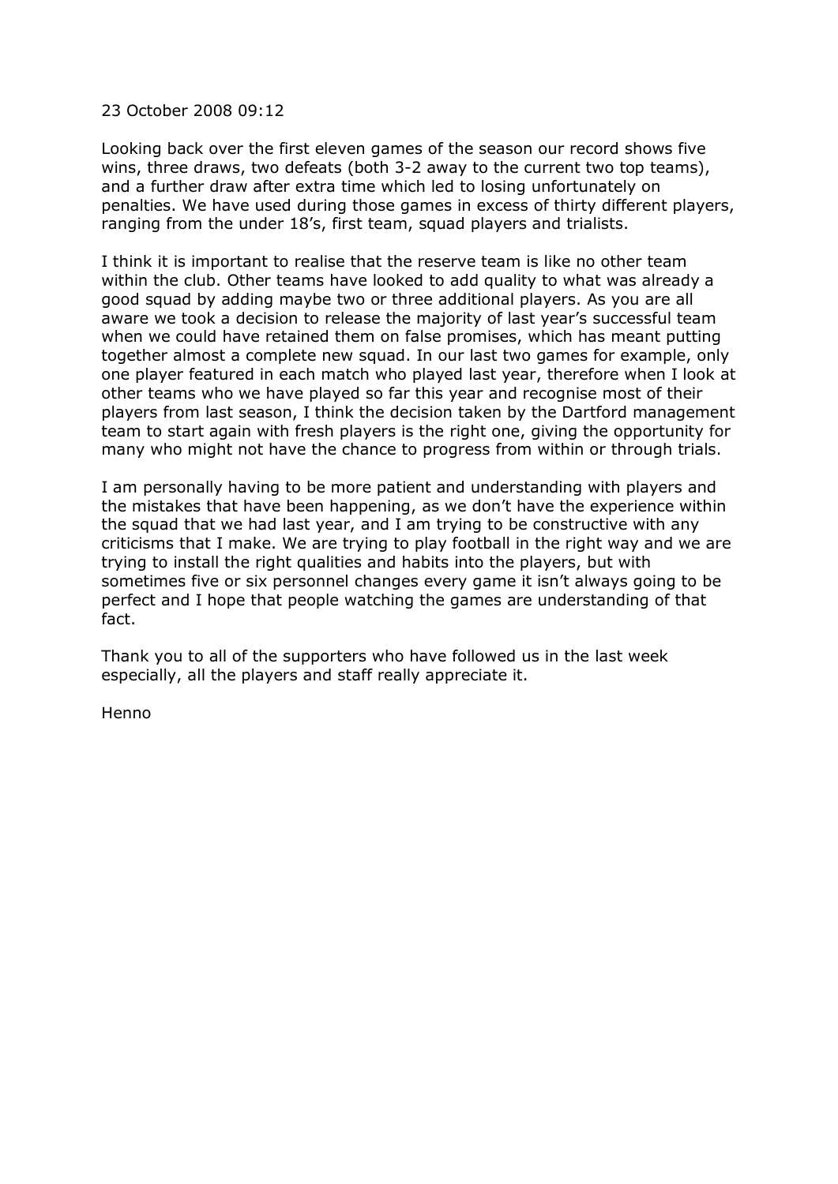23 October 2008 09:12

Looking back over the first eleven games of the season our record shows five wins, three draws, two defeats (both 3-2 away to the current two top teams), and a further draw after extra time which led to losing unfortunately on penalties. We have used during those games in excess of thirty different players, ranging from the under 18's, first team, squad players and trialists.

I think it is important to realise that the reserve team is like no other team within the club. Other teams have looked to add quality to what was already a good squad by adding maybe two or three additional players. As you are all aware we took a decision to release the majority of last year's successful team when we could have retained them on false promises, which has meant putting together almost a complete new squad. In our last two games for example, only one player featured in each match who played last year, therefore when I look at other teams who we have played so far this year and recognise most of their players from last season, I think the decision taken by the Dartford management team to start again with fresh players is the right one, giving the opportunity for many who might not have the chance to progress from within or through trials.

I am personally having to be more patient and understanding with players and the mistakes that have been happening, as we don't have the experience within the squad that we had last year, and I am trying to be constructive with any criticisms that I make. We are trying to play football in the right way and we are trying to install the right qualities and habits into the players, but with sometimes five or six personnel changes every game it isn't always going to be perfect and I hope that people watching the games are understanding of that fact.

Thank you to all of the supporters who have followed us in the last week especially, all the players and staff really appreciate it.

Henno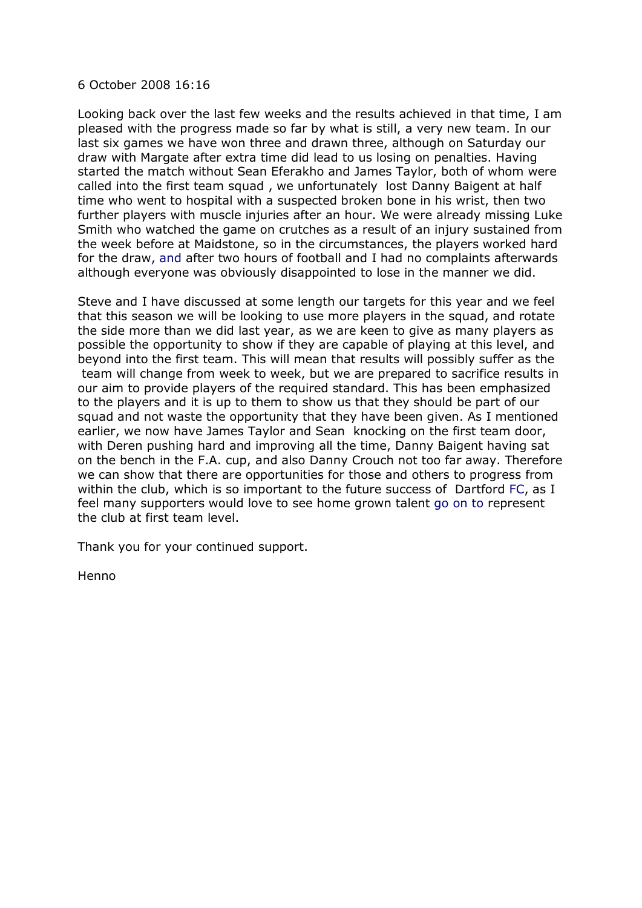6 October 2008 16:16

Looking back over the last few weeks and the results achieved in that time, I am pleased with the progress made so far by what is still, a very new team. In our last six games we have won three and drawn three, although on Saturday our draw with Margate after extra time did lead to us losing on penalties. Having started the match without Sean Eferakho and James Taylor, both of whom were called into the first team squad , we unfortunately lost Danny Baigent at half time who went to hospital with a suspected broken bone in his wrist, then two further players with muscle injuries after an hour. We were already missing Luke Smith who watched the game on crutches as a result of an injury sustained from the week before at Maidstone, so in the circumstances, the players worked hard for the draw, and after two hours of football and I had no complaints afterwards although everyone was obviously disappointed to lose in the manner we did.

Steve and I have discussed at some length our targets for this year and we feel that this season we will be looking to use more players in the squad, and rotate the side more than we did last year, as we are keen to give as many players as possible the opportunity to show if they are capable of playing at this level, and beyond into the first team. This will mean that results will possibly suffer as the team will change from week to week, but we are prepared to sacrifice results in our aim to provide players of the required standard. This has been emphasized to the players and it is up to them to show us that they should be part of our squad and not waste the opportunity that they have been given. As I mentioned earlier, we now have James Taylor and Sean knocking on the first team door, with Deren pushing hard and improving all the time, Danny Baigent having sat on the bench in the F.A. cup, and also Danny Crouch not too far away. Therefore we can show that there are opportunities for those and others to progress from within the club, which is so important to the future success of Dartford FC, as I feel many supporters would love to see home grown talent go on to represent the club at first team level.

Thank you for your continued support.

Henno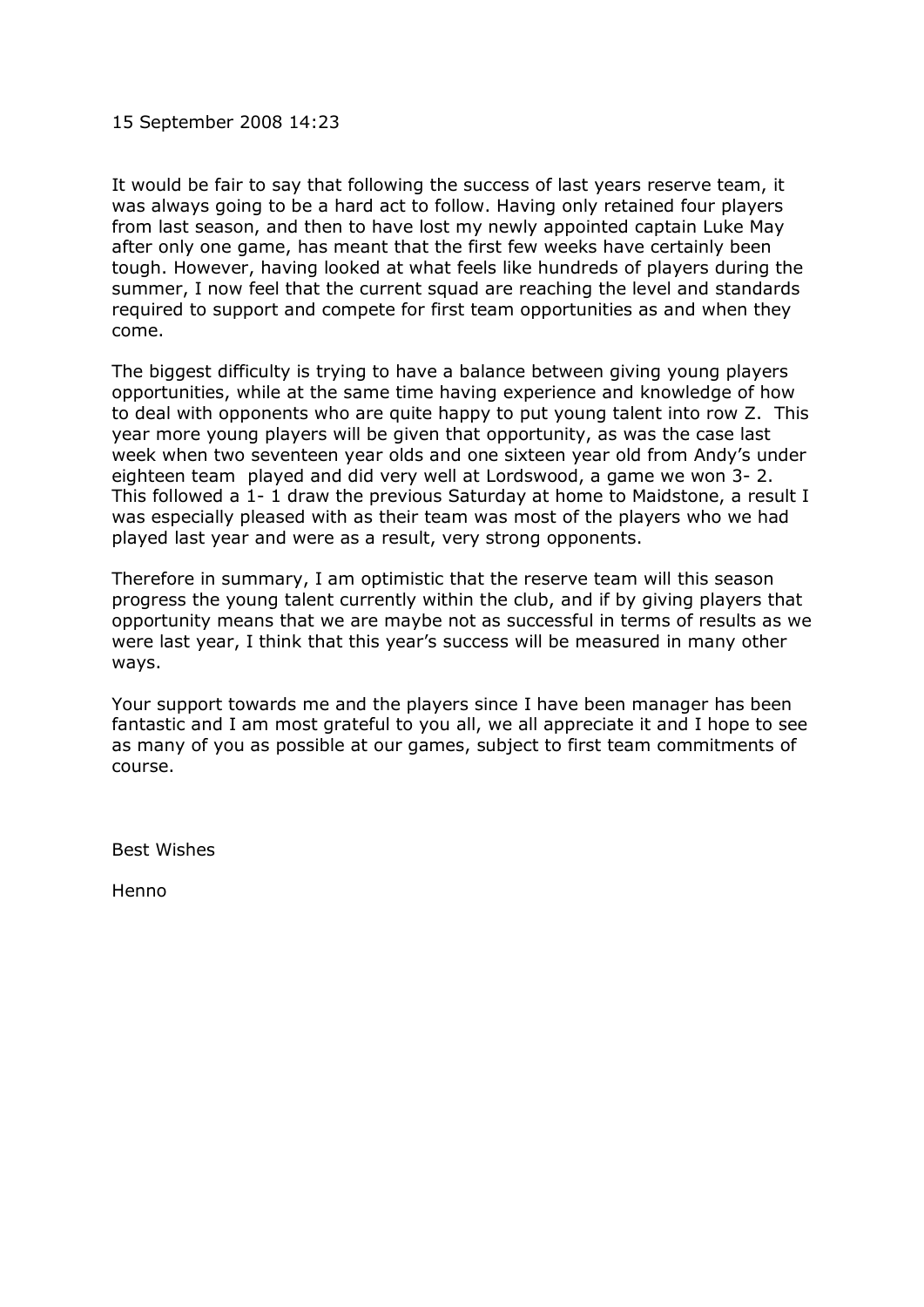15 September 2008 14:23

It would be fair to say that following the success of last years reserve team, it was always going to be a hard act to follow. Having only retained four players from last season, and then to have lost my newly appointed captain Luke May after only one game, has meant that the first few weeks have certainly been tough. However, having looked at what feels like hundreds of players during the summer, I now feel that the current squad are reaching the level and standards required to support and compete for first team opportunities as and when they come.

The biggest difficulty is trying to have a balance between giving young players opportunities, while at the same time having experience and knowledge of how to deal with opponents who are quite happy to put young talent into row Z. This year more young players will be given that opportunity, as was the case last week when two seventeen year olds and one sixteen year old from Andy's under eighteen team played and did very well at Lordswood, a game we won 3- 2. This followed a 1- 1 draw the previous Saturday at home to Maidstone, a result I was especially pleased with as their team was most of the players who we had played last year and were as a result, very strong opponents.

Therefore in summary, I am optimistic that the reserve team will this season progress the young talent currently within the club, and if by giving players that opportunity means that we are maybe not as successful in terms of results as we were last year, I think that this year's success will be measured in many other ways.

Your support towards me and the players since I have been manager has been fantastic and I am most grateful to you all, we all appreciate it and I hope to see as many of you as possible at our games, subject to first team commitments of course.

Best Wishes

Henno